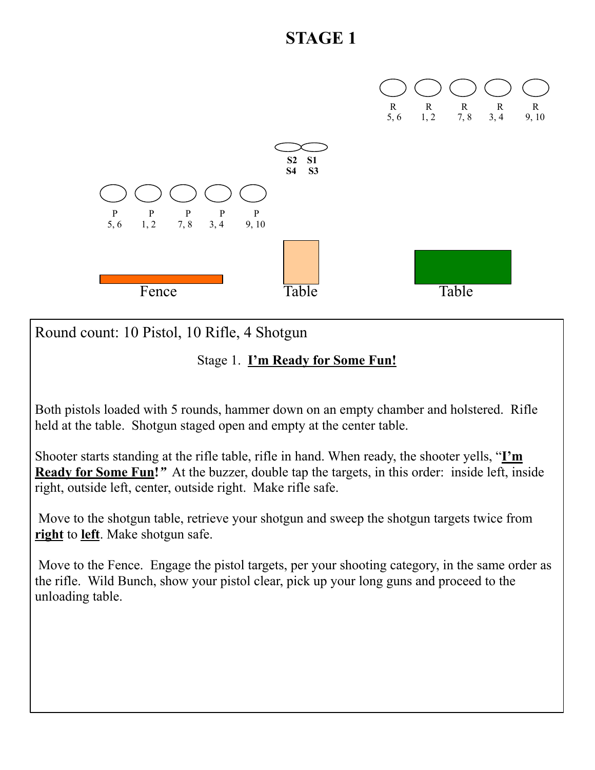# STAGE 1

R 5, 6 | R 1, 2 | R 7, 8 | R 3, 4 | R 9, 10

S2 S4 | S1 S3

P 5, 6 | P 1, 2 | P 7, 8 | P 3, 4 | P 9, 10

Fence | Table | Table

Round count: 10 Pistol, 10 Rifle, 4 Shotgun

Stage 1. **I'm Ready for Some Fun!**

Both pistols loaded with 5 rounds, hammer down on an empty chamber and holstered. Rifle held at the table. Shotgun staged open and empty at the center table.

Shooter starts standing at the rifle table, rifle in hand. When ready, the shooter yells, "**I'm Ready for Some Fun!**" At the buzzer, double tap the targets, in this order: inside left, inside right, outside left, center, outside right. Make rifle safe.

Move to the shotgun table, retrieve your shotgun and sweep the shotgun targets twice from **right** to **left**. Make shotgun safe.

Move to the Fence. Engage the pistol targets, per your shooting category, in the same order as the rifle. Wild Bunch, show your pistol clear, pick up your long guns and proceed to the unloading table.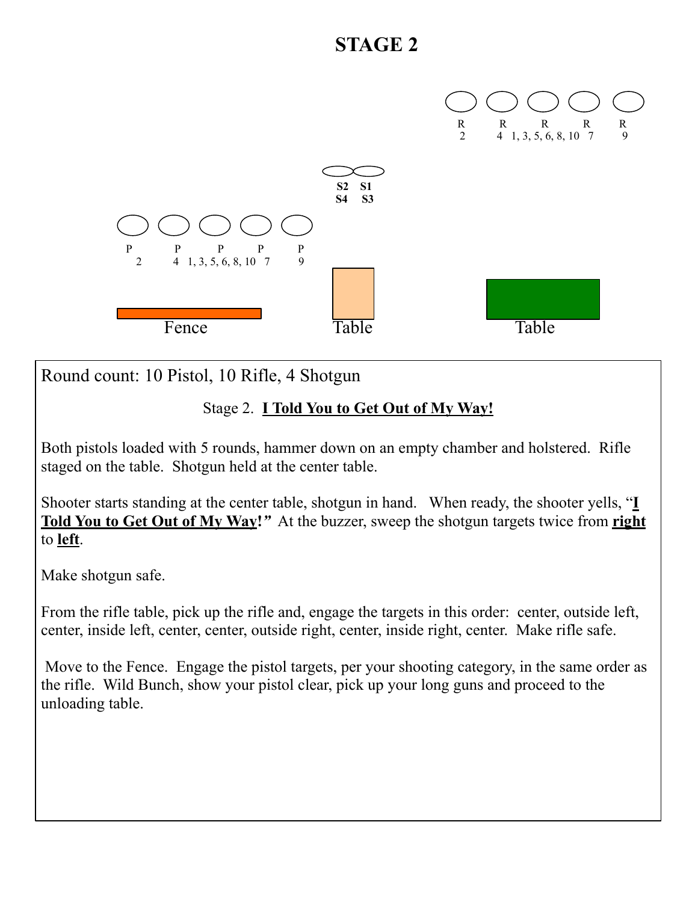# STAGE 2

R R R R R
2 4 1, 3, 5, 6, 8, 10 7 9

S2 S1
S4 S3

P P P P P
2 4 1, 3, 5, 6, 8, 10 7 9

Fence Table Table

Round count: 10 Pistol, 10 Rifle, 4 Shotgun

Stage 2. **I Told You to Get Out of My Way!**

Both pistols loaded with 5 rounds, hammer down on an empty chamber and holstered. Rifle staged on the table. Shotgun held at the center table.

Shooter starts standing at the center table, shotgun in hand. When ready, the shooter yells, "**I Told You to Get Out of My Way!**" At the buzzer, sweep the shotgun targets twice from **right** to **left**.

Make shotgun safe.

From the rifle table, pick up the rifle and, engage the targets in this order: center, outside left, center, inside left, center, center, outside right, center, inside right, center. Make rifle safe.

Move to the Fence. Engage the pistol targets, per your shooting category, in the same order as the rifle. Wild Bunch, show your pistol clear, pick up your long guns and proceed to the unloading table.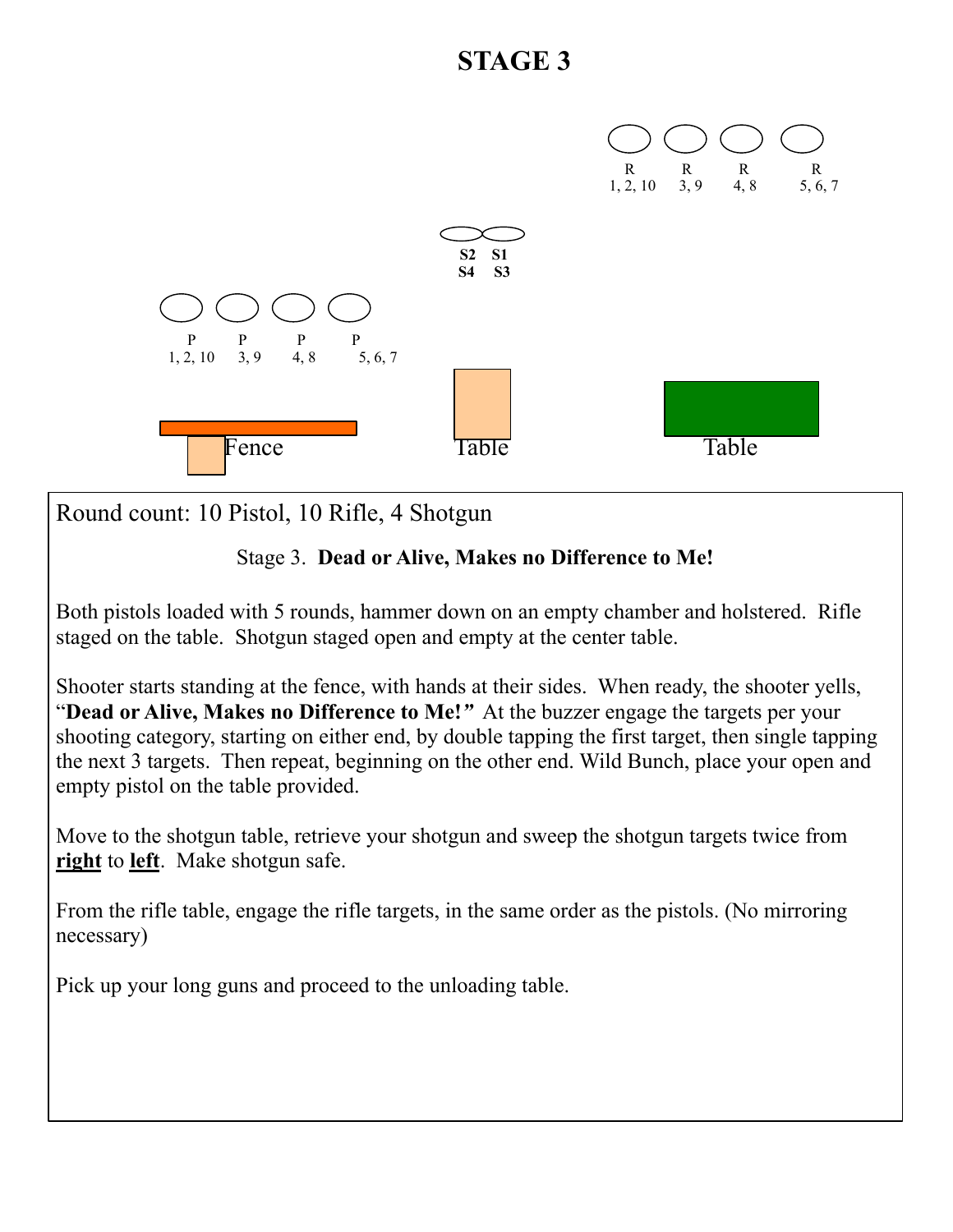# STAGE 3

R R R R
1, 2, 10 3, 9 4, 8 5, 6, 7

S2 S1
S4 S3

P P P P
1, 2, 10 3, 9 4, 8 5, 6, 7

Fence Table Table

Round count: 10 Pistol, 10 Rifle, 4 Shotgun

Stage 3. **Dead or Alive, Makes no Difference to Me!**

Both pistols loaded with 5 rounds, hammer down on an empty chamber and holstered. Rifle staged on the table. Shotgun staged open and empty at the center table.

Shooter starts standing at the fence, with hands at their sides. When ready, the shooter yells, "**Dead or Alive, Makes no Difference to Me!**" At the buzzer engage the targets per your shooting category, starting on either end, by double tapping the first target, then single tapping the next 3 targets. Then repeat, beginning on the other end. Wild Bunch, place your open and empty pistol on the table provided.

Move to the shotgun table, retrieve your shotgun and sweep the shotgun targets twice from **right** to **left**. Make shotgun safe.

From the rifle table, engage the rifle targets, in the same order as the pistols. (No mirroring necessary)

Pick up your long guns and proceed to the unloading table.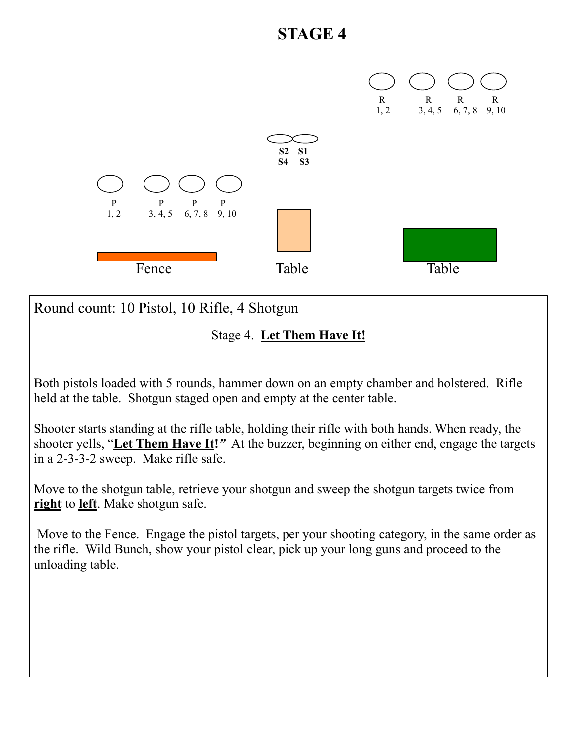# STAGE 4

R
1, 2

R
3, 4, 5

R
6, 7, 8

R
9, 10

S2 S1
S4 S3

P
1, 2

P
3, 4, 5

P
6, 7, 8

P
9, 10

Fence

Table

Table

Round count: 10 Pistol, 10 Rifle, 4 Shotgun

Stage 4. **Let Them Have It!**

Both pistols loaded with 5 rounds, hammer down on an empty chamber and holstered. Rifle held at the table. Shotgun staged open and empty at the center table.

Shooter starts standing at the rifle table, holding their rifle with both hands. When ready, the shooter yells, "**Let Them Have It!**" At the buzzer, beginning on either end, engage the targets in a 2-3-3-2 sweep. Make rifle safe.

Move to the shotgun table, retrieve your shotgun and sweep the shotgun targets twice from **right** to **left**. Make shotgun safe.

Move to the Fence. Engage the pistol targets, per your shooting category, in the same order as the rifle. Wild Bunch, show your pistol clear, pick up your long guns and proceed to the unloading table.